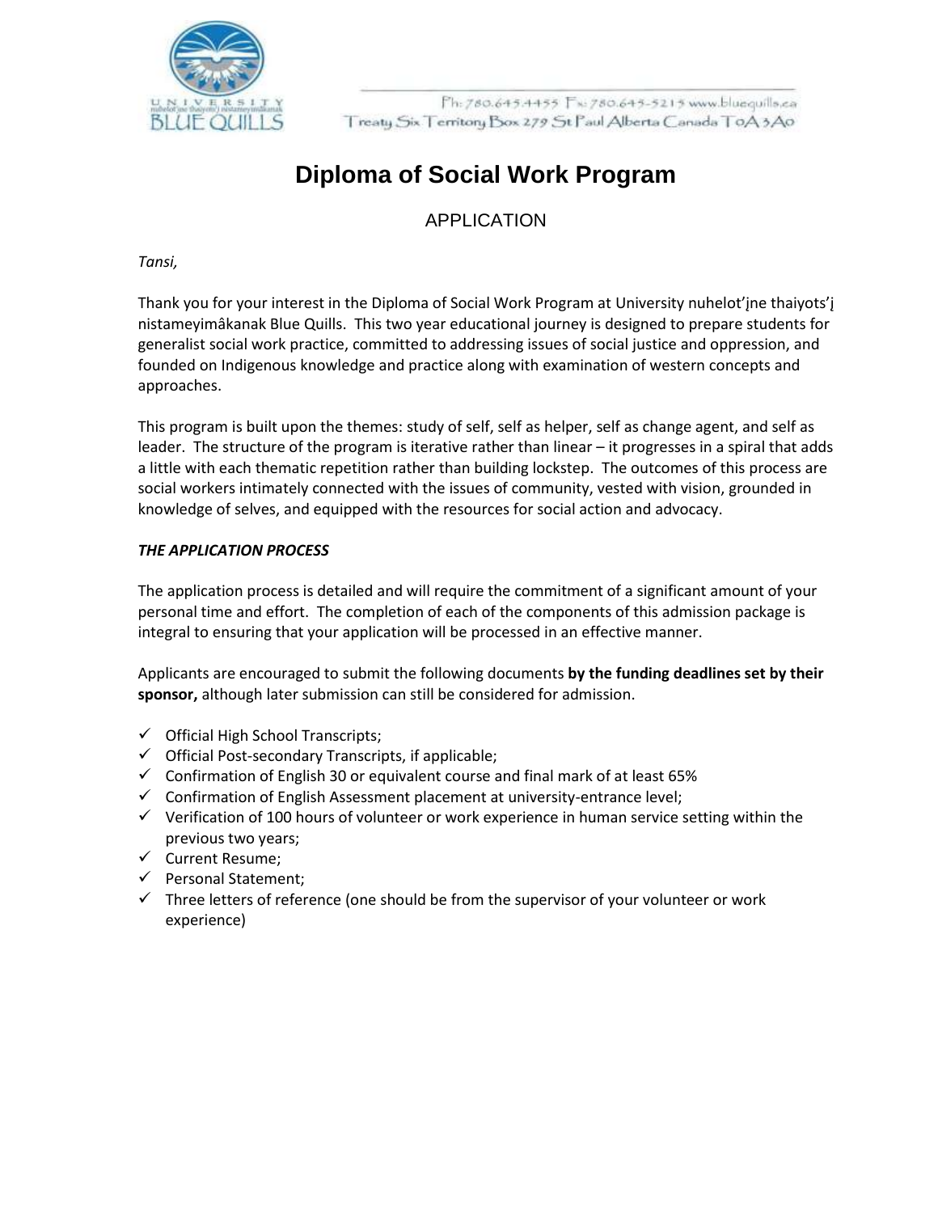Ph: 780.645.4455 Fx: 780.645-5215 www.bluequills.ca
Treaty Six Territory Box 279 St Paul Alberta Canada T0A 3A0

# Diploma of Social Work Program

## APPLICATION

*Tansi,*

Thank you for your interest in the Diploma of Social Work Program at University nuhelot'įne thaiyots'į nistameyimâkanak Blue Quills. This two year educational journey is designed to prepare students for generalist social work practice, committed to addressing issues of social justice and oppression, and founded on Indigenous knowledge and practice along with examination of western concepts and approaches.

This program is built upon the themes: study of self, self as helper, self as change agent, and self as leader. The structure of the program is iterative rather than linear – it progresses in a spiral that adds a little with each thematic repetition rather than building lockstep. The outcomes of this process are social workers intimately connected with the issues of community, vested with vision, grounded in knowledge of selves, and equipped with the resources for social action and advocacy.

***THE APPLICATION PROCESS***

The application process is detailed and will require the commitment of a significant amount of your personal time and effort. The completion of each of the components of this admission package is integral to ensuring that your application will be processed in an effective manner.

Applicants are encouraged to submit the following documents **by the funding deadlines set by their sponsor,** although later submission can still be considered for admission.

- ✓ Official High School Transcripts;
- ✓ Official Post-secondary Transcripts, if applicable;
- ✓ Confirmation of English 30 or equivalent course and final mark of at least 65%
- ✓ Confirmation of English Assessment placement at university-entrance level;
- ✓ Verification of 100 hours of volunteer or work experience in human service setting within the previous two years;
- ✓ Current Resume;
- ✓ Personal Statement;
- ✓ Three letters of reference (one should be from the supervisor of your volunteer or work experience)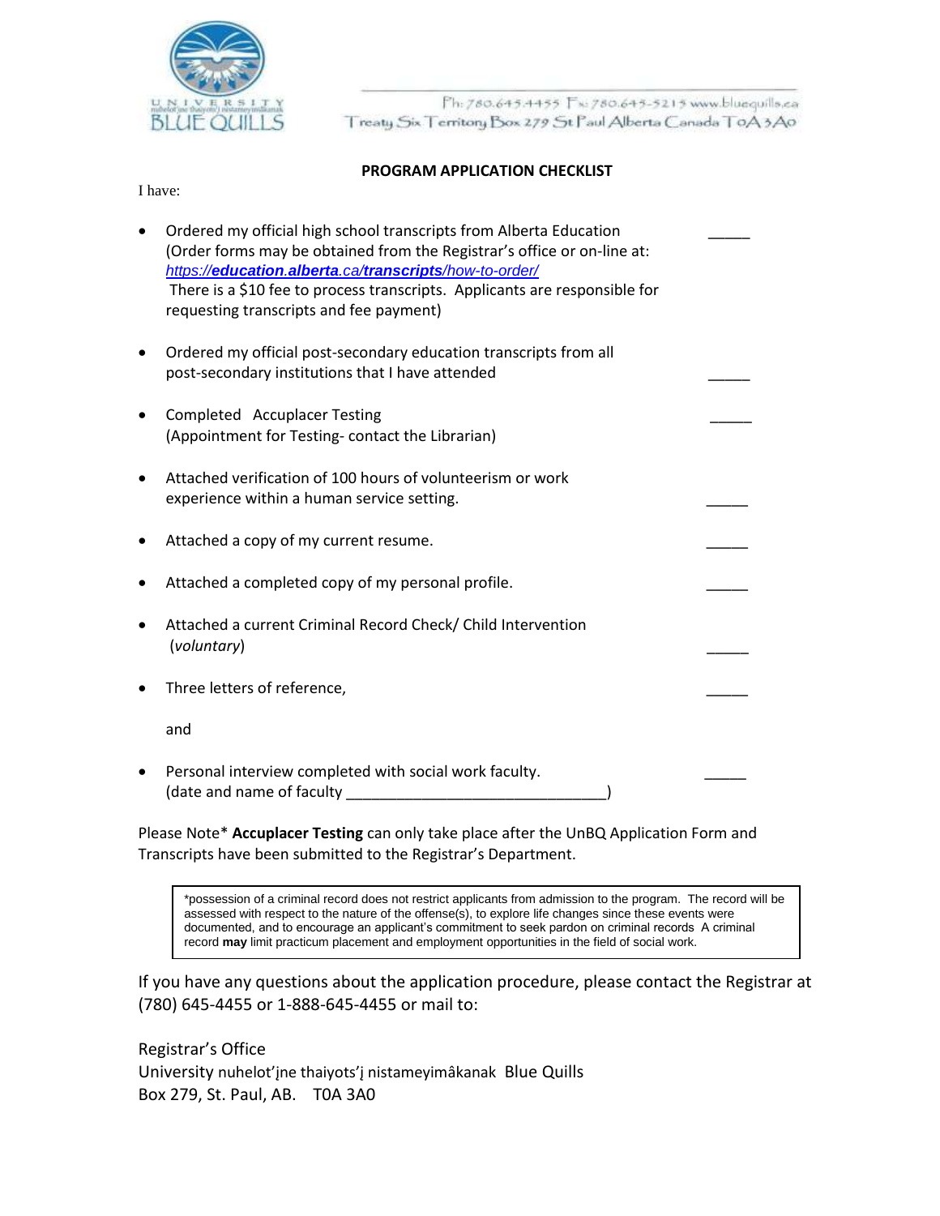Ph: 780.645.4455 Fx: 780.645-5215 www.bluequills.ca
Treaty Six Territory Box 279 St Paul Alberta Canada T0A 3A0

## PROGRAM APPLICATION CHECKLIST

I have:

- Ordered my official high school transcripts from Alberta Education (Order forms may be obtained from the Registrar's office or on-line at: https://education.alberta.ca/transcripts/how-to-order/ There is a $10 fee to process transcripts. Applicants are responsible for requesting transcripts and fee payment) _____
- Ordered my official post-secondary education transcripts from all post-secondary institutions that I have attended _____
- Completed Accuplacer Testing (Appointment for Testing- contact the Librarian) _____
- Attached verification of 100 hours of volunteerism or work experience within a human service setting. _____
- Attached a copy of my current resume. _____
- Attached a completed copy of my personal profile. _____
- Attached a current Criminal Record Check/ Child Intervention (*voluntary*) _____
- Three letters of reference, _____

  and

- Personal interview completed with social work faculty. (date and name of faculty ______________________________) _____

Please Note* **Accuplacer Testing** can only take place after the UnBQ Application Form and Transcripts have been submitted to the Registrar's Department.

> *possession of a criminal record does not restrict applicants from admission to the program. The record will be assessed with respect to the nature of the offense(s), to explore life changes since these events were documented, and to encourage an applicant's commitment to seek pardon on criminal records A criminal record **may** limit practicum placement and employment opportunities in the field of social work.

If you have any questions about the application procedure, please contact the Registrar at (780) 645-4455 or 1-888-645-4455 or mail to:

Registrar's Office
University nuhelot'įne thaiyots'į nistameyimâkanak Blue Quills
Box 279, St. Paul, AB. T0A 3A0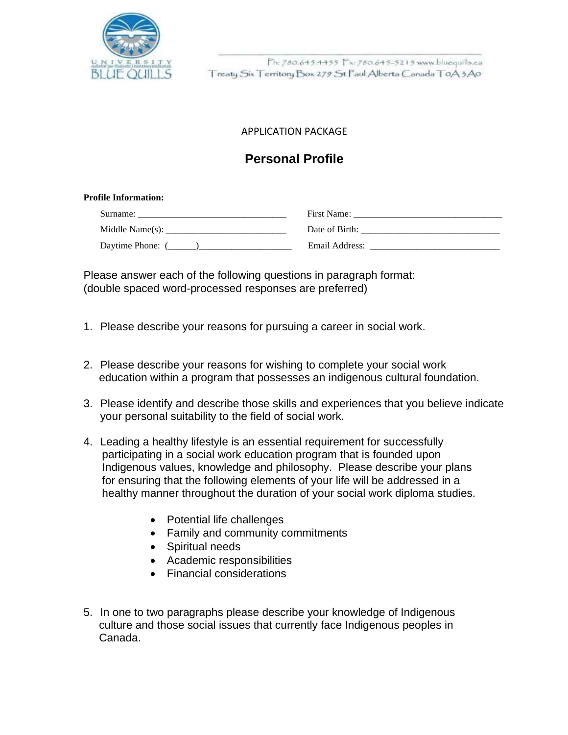UNIVERSITY nuhelot'įne thaiyots'į nistameyimâkanak BLUE QUILLS

Ph: 780.645.4455 Fx: 780.645-5215 www.bluequills.ca
Treaty Six Territory Box 279 St Paul Alberta Canada T0A 3A0

APPLICATION PACKAGE

## Personal Profile

**Profile Information:**

Surname: ______________________________ First Name: ______________________________

Middle Name(s): ________________________ Date of Birth: ____________________________

Daytime Phone: (______)___________________ Email Address: ___________________________

Please answer each of the following questions in paragraph format:
(double spaced word-processed responses are preferred)

1. Please describe your reasons for pursuing a career in social work.

2. Please describe your reasons for wishing to complete your social work education within a program that possesses an indigenous cultural foundation.

3. Please identify and describe those skills and experiences that you believe indicate your personal suitability to the field of social work.

4. Leading a healthy lifestyle is an essential requirement for successfully participating in a social work education program that is founded upon Indigenous values, knowledge and philosophy. Please describe your plans for ensuring that the following elements of your life will be addressed in a healthy manner throughout the duration of your social work diploma studies.

    - Potential life challenges
    - Family and community commitments
    - Spiritual needs
    - Academic responsibilities
    - Financial considerations

5. In one to two paragraphs please describe your knowledge of Indigenous culture and those social issues that currently face Indigenous peoples in Canada.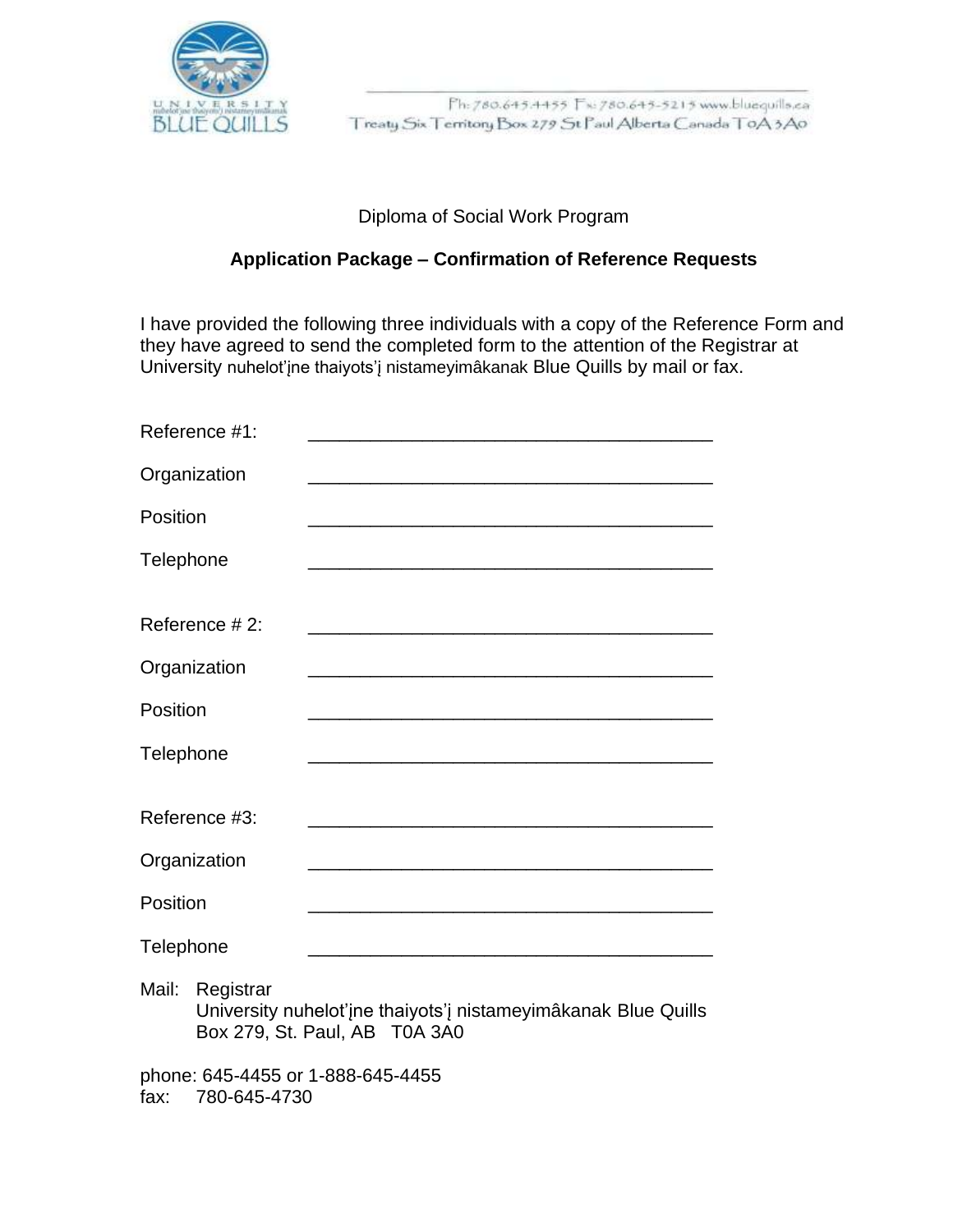Ph: 780.645.4455 Fx: 780.645-5215 www.bluequills.ca
Treaty Six Territory Box 279 St Paul Alberta Canada T0A 3A0

Diploma of Social Work Program

**Application Package – Confirmation of Reference Requests**

I have provided the following three individuals with a copy of the Reference Form and they have agreed to send the completed form to the attention of the Registrar at University nuhelot'įne thaiyots'į nistameyimâkanak Blue Quills by mail or fax.

Reference #1: ________________________________________

Organization ________________________________________

Position ________________________________________

Telephone ________________________________________

Reference # 2: ________________________________________

Organization ________________________________________

Position ________________________________________

Telephone ________________________________________

Reference #3: ________________________________________

Organization ________________________________________

Position ________________________________________

Telephone ________________________________________

Mail: Registrar
University nuhelot'įne thaiyots'į nistameyimâkanak Blue Quills
Box 279, St. Paul, AB T0A 3A0

phone: 645-4455 or 1-888-645-4455
fax: 780-645-4730